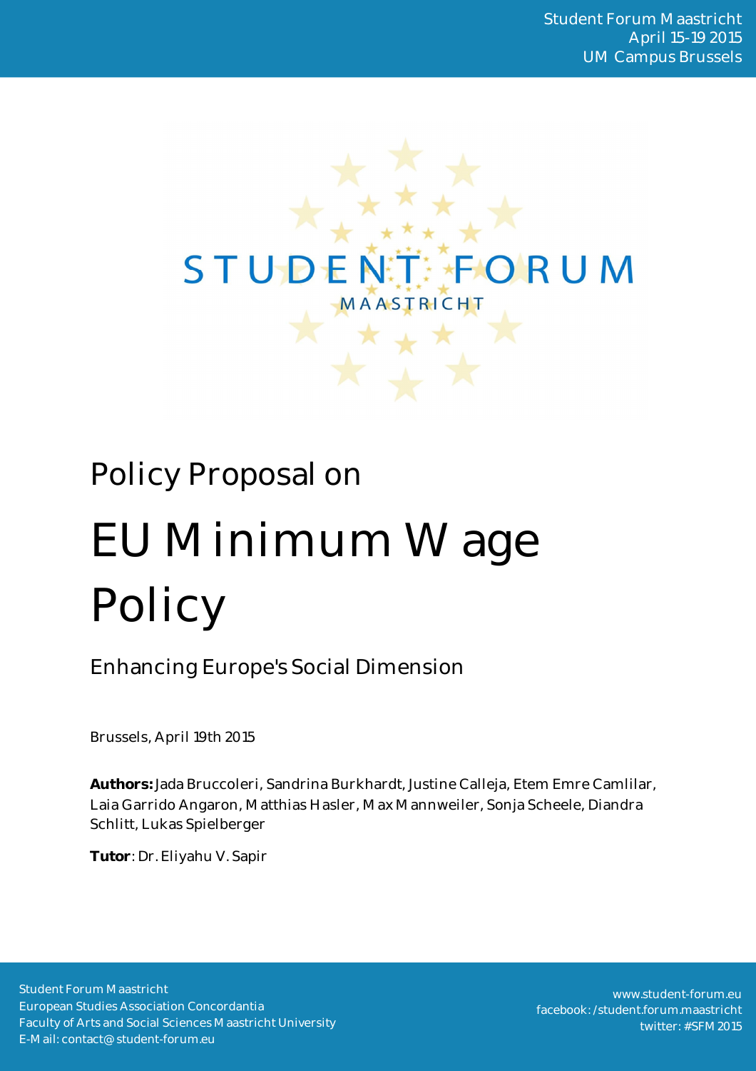Student Forum Maastricht
April 15-19 2015
UM Campus Brussels

STUDENT FORUM
MAASTRICHT

Policy Proposal on

# EU Minimum Wage Policy

## Enhancing Europe's Social Dimension

Brussels, April 19th 2015

**Authors:** Jada Bruccoleri, Sandrina Burkhardt, Justine Calleja, Etem Emre Camlilar, Laia Garrido Angaron, Matthias Hasler, Max Mannweiler, Sonja Scheele, Diandra Schlitt, Lukas Spielberger

**Tutor**: Dr. Eliyahu V. Sapir

Student Forum Maastricht
European Studies Association Concordantia
Faculty of Arts and Social Sciences Maastricht University
E-Mail: contact@student-forum.eu

www.student-forum.eu
facebook: /student.forum.maastricht
twitter: #SFM 2015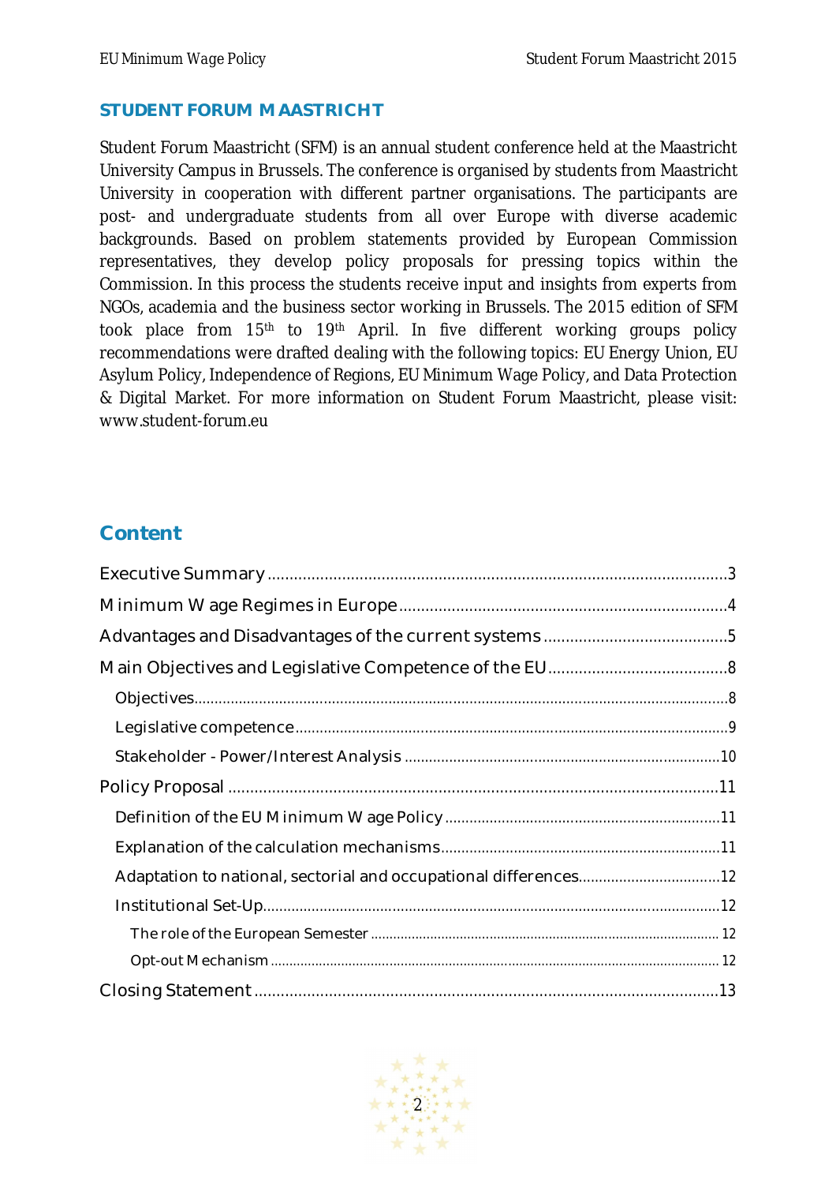## STUDENT FORUM MAASTRICHT

Student Forum Maastricht (SFM) is an annual student conference held at the Maastricht University Campus in Brussels. The conference is organised by students from Maastricht University in cooperation with different partner organisations. The participants are post- and undergraduate students from all over Europe with diverse academic backgrounds. Based on problem statements provided by European Commission representatives, they develop policy proposals for pressing topics within the Commission. In this process the students receive input and insights from experts from NGOs, academia and the business sector working in Brussels. The 2015 edition of SFM took place from 15th to 19th April. In five different working groups policy recommendations were drafted dealing with the following topics: EU Energy Union, EU Asylum Policy, Independence of Regions, EU Minimum Wage Policy, and Data Protection & Digital Market. For more information on Student Forum Maastricht, please visit: www.student-forum.eu

## Content

- Executive Summary ........ 3
- Minimum Wage Regimes in Europe ........ 4
- Advantages and Disadvantages of the current systems ........ 5
- Main Objectives and Legislative Competence of the EU ........ 8
  - Objectives ........ 8
  - Legislative competence ........ 9
  - Stakeholder - Power/Interest Analysis ........ 10
- Policy Proposal ........ 11
  - Definition of the EU Minimum Wage Policy ........ 11
  - Explanation of the calculation mechanisms ........ 11
  - Adaptation to national, sectorial and occupational differences ........ 12
  - Institutional Set-Up ........ 12
    - The role of the European Semester ........ 12
    - Opt-out Mechanism ........ 12
- Closing Statement ........ 13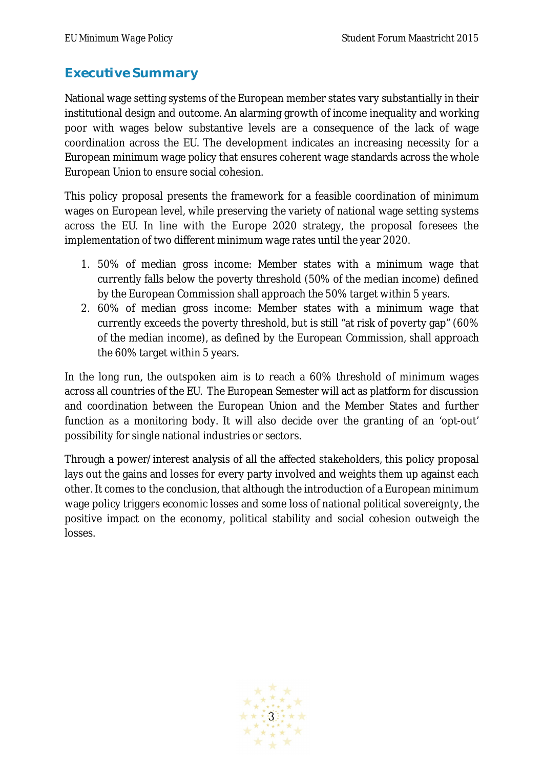## Executive Summary

National wage setting systems of the European member states vary substantially in their institutional design and outcome. An alarming growth of income inequality and working poor with wages below substantive levels are a consequence of the lack of wage coordination across the EU. The development indicates an increasing necessity for a European minimum wage policy that ensures coherent wage standards across the whole European Union to ensure social cohesion.

This policy proposal presents the framework for a feasible coordination of minimum wages on European level, while preserving the variety of national wage setting systems across the EU. In line with the Europe 2020 strategy, the proposal foresees the implementation of two different minimum wage rates until the year 2020.

1. 50% of median gross income: Member states with a minimum wage that currently falls below the poverty threshold (50% of the median income) defined by the European Commission shall approach the 50% target within 5 years.
2. 60% of median gross income: Member states with a minimum wage that currently exceeds the poverty threshold, but is still "at risk of poverty gap" (60% of the median income), as defined by the European Commission, shall approach the 60% target within 5 years.

In the long run, the outspoken aim is to reach a 60% threshold of minimum wages across all countries of the EU. The European Semester will act as platform for discussion and coordination between the European Union and the Member States and further function as a monitoring body. It will also decide over the granting of an 'opt-out' possibility for single national industries or sectors.

Through a power/interest analysis of all the affected stakeholders, this policy proposal lays out the gains and losses for every party involved and weights them up against each other. It comes to the conclusion, that although the introduction of a European minimum wage policy triggers economic losses and some loss of national political sovereignty, the positive impact on the economy, political stability and social cohesion outweigh the losses.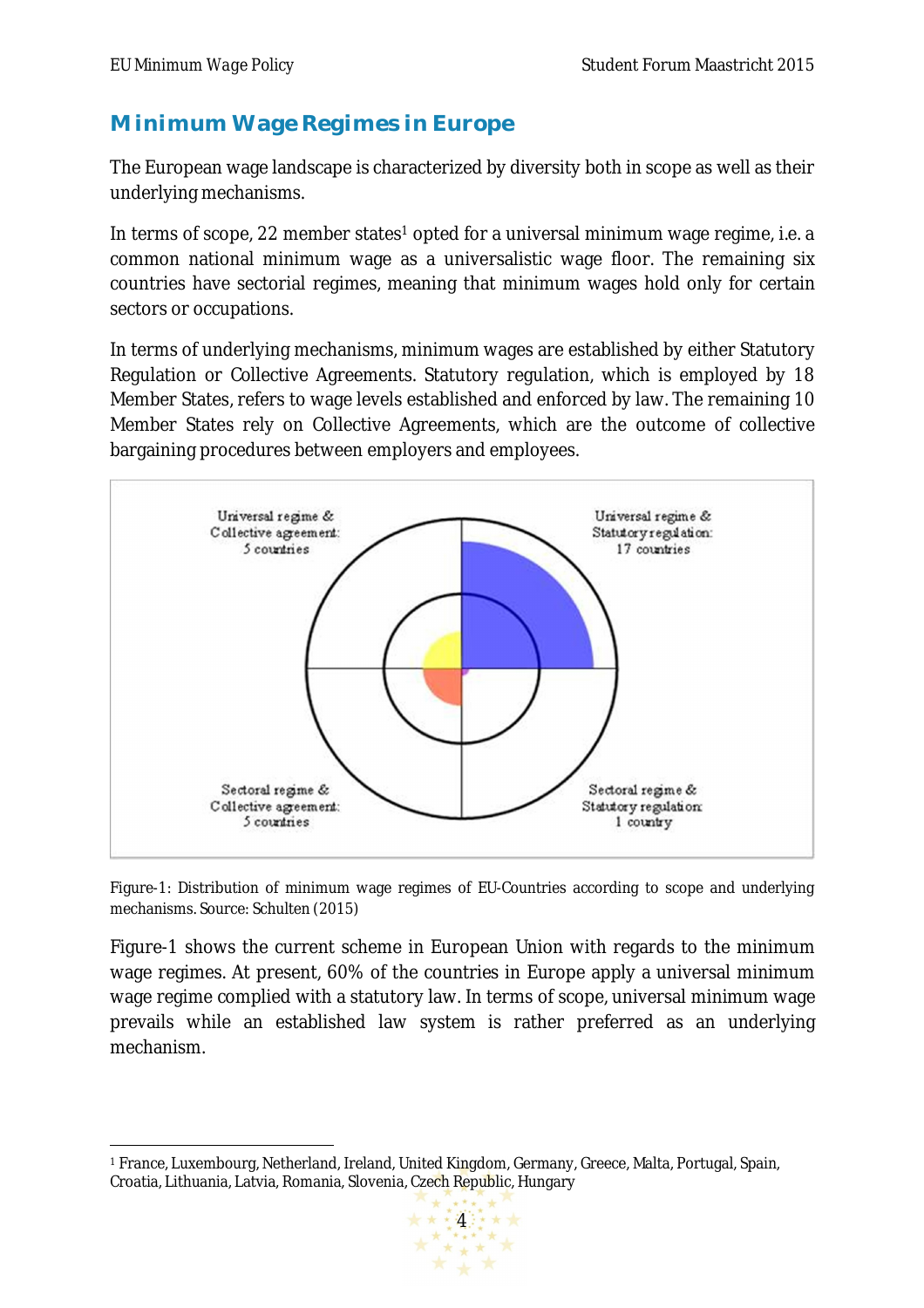## Minimum Wage Regimes in Europe

The European wage landscape is characterized by diversity both in scope as well as their underlying mechanisms.

In terms of scope, 22 member states[1] opted for a universal minimum wage regime, i.e. a common national minimum wage as a universalistic wage floor. The remaining six countries have sectorial regimes, meaning that minimum wages hold only for certain sectors or occupations.

In terms of underlying mechanisms, minimum wages are established by either Statutory Regulation or Collective Agreements. Statutory regulation, which is employed by 18 Member States, refers to wage levels established and enforced by law. The remaining 10 Member States rely on Collective Agreements, which are the outcome of collective bargaining procedures between employers and employees.

Universal regime & Collective agreement: 5 countries

Universal regime & Statutory regulation: 17 countries

Sectoral regime & Collective agreement: 5 countries

Sectoral regime & Statutory regulation: 1 country

Figure-1: Distribution of minimum wage regimes of EU-Countries according to scope and underlying mechanisms. Source: Schulten (2015)

Figure-1 shows the current scheme in European Union with regards to the minimum wage regimes. At present, 60% of the countries in Europe apply a universal minimum wage regime complied with a statutory law. In terms of scope, universal minimum wage prevails while an established law system is rather preferred as an underlying mechanism.

---

[1] France, Luxembourg, Netherland, Ireland, United Kingdom, Germany, Greece, Malta, Portugal, Spain, Croatia, Lithuania, Latvia, Romania, Slovenia, Czech Republic, Hungary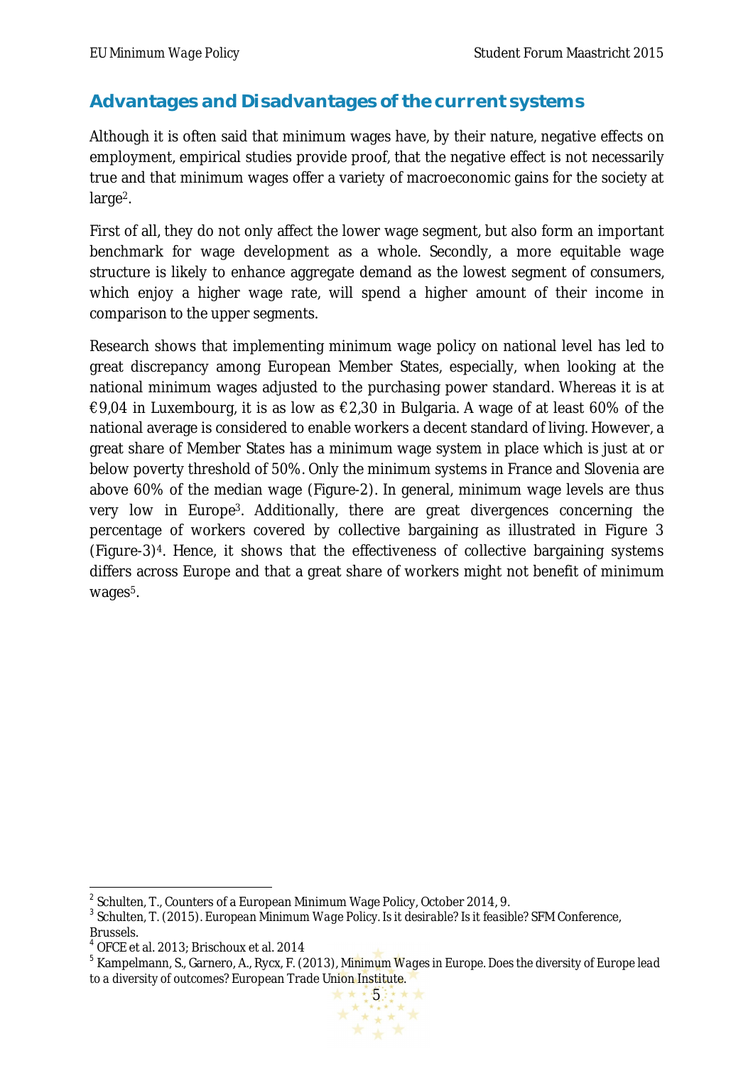## Advantages and Disadvantages of the current systems

Although it is often said that minimum wages have, by their nature, negative effects on employment, empirical studies provide proof, that the negative effect is not necessarily true and that minimum wages offer a variety of macroeconomic gains for the society at large[2].

First of all, they do not only affect the lower wage segment, but also form an important benchmark for wage development as a whole. Secondly, a more equitable wage structure is likely to enhance aggregate demand as the lowest segment of consumers, which enjoy a higher wage rate, will spend a higher amount of their income in comparison to the upper segments.

Research shows that implementing minimum wage policy on national level has led to great discrepancy among European Member States, especially, when looking at the national minimum wages adjusted to the purchasing power standard. Whereas it is at €9,04 in Luxembourg, it is as low as €2,30 in Bulgaria. A wage of at least 60% of the national average is considered to enable workers a decent standard of living. However, a great share of Member States has a minimum wage system in place which is just at or below poverty threshold of 50%. Only the minimum systems in France and Slovenia are above 60% of the median wage (Figure-2). In general, minimum wage levels are thus very low in Europe[3]. Additionally, there are great divergences concerning the percentage of workers covered by collective bargaining as illustrated in Figure 3 (Figure-3)[4]. Hence, it shows that the effectiveness of collective bargaining systems differs across Europe and that a great share of workers might not benefit of minimum wages[5].

---

[2] Schulten, T., Counters of a European Minimum Wage Policy, October 2014, 9.

[3] Schulten, T. (2015). *European Minimum Wage Policy. Is it desirable? Is it feasible?* SFM Conference, Brussels.

[4] OFCE et al. 2013; Brischoux et al. 2014

[5] Kampelmann, S., Garnero, A., Rycx, F. (2013), *Minimum Wages in Europe. Does the diversity of Europe lead to a diversity of outcomes?* European Trade Union Institute.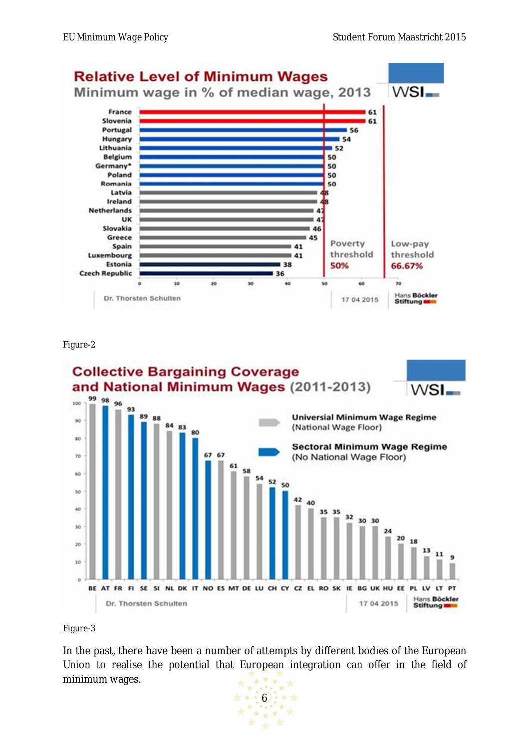Figure-2

Figure-3

In the past, there have been a number of attempts by different bodies of the European Union to realise the potential that European integration can offer in the field of minimum wages.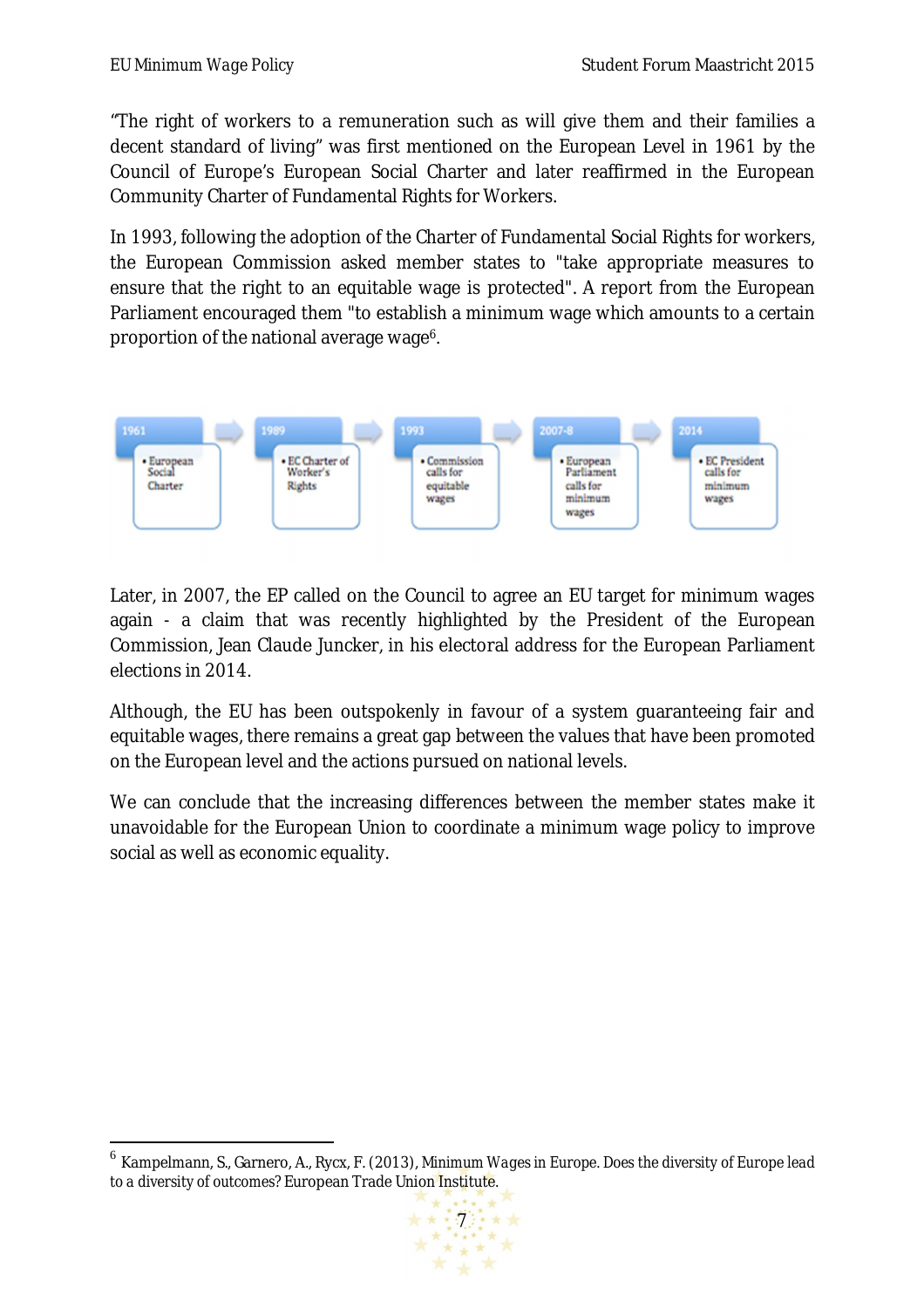"The right of workers to a remuneration such as will give them and their families a decent standard of living" was first mentioned on the European Level in 1961 by the Council of Europe's European Social Charter and later reaffirmed in the European Community Charter of Fundamental Rights for Workers.

In 1993, following the adoption of the Charter of Fundamental Social Rights for workers, the European Commission asked member states to "take appropriate measures to ensure that the right to an equitable wage is protected". A report from the European Parliament encouraged them "to establish a minimum wage which amounts to a certain proportion of the national average wage[6].

| 1961 | 1989 | 1993 | 2007-8 | 2014 |
|---|---|---|---|---|
| • European Social Charter | • EC Charter of Worker's Rights | • Commission calls for equitable wages | • European Parliament calls for minimum wages | • EC President calls for minimum wages |

Later, in 2007, the EP called on the Council to agree an EU target for minimum wages again - a claim that was recently highlighted by the President of the European Commission, Jean Claude Juncker, in his electoral address for the European Parliament elections in 2014.

Although, the EU has been outspokenly in favour of a system guaranteeing fair and equitable wages, there remains a great gap between the values that have been promoted on the European level and the actions pursued on national levels.

We can conclude that the increasing differences between the member states make it unavoidable for the European Union to coordinate a minimum wage policy to improve social as well as economic equality.

---

[6] Kampelmann, S., Garnero, A., Rycx, F. (2013), *Minimum Wages in Europe. Does the diversity of Europe lead to a diversity of outcomes?* European Trade Union Institute.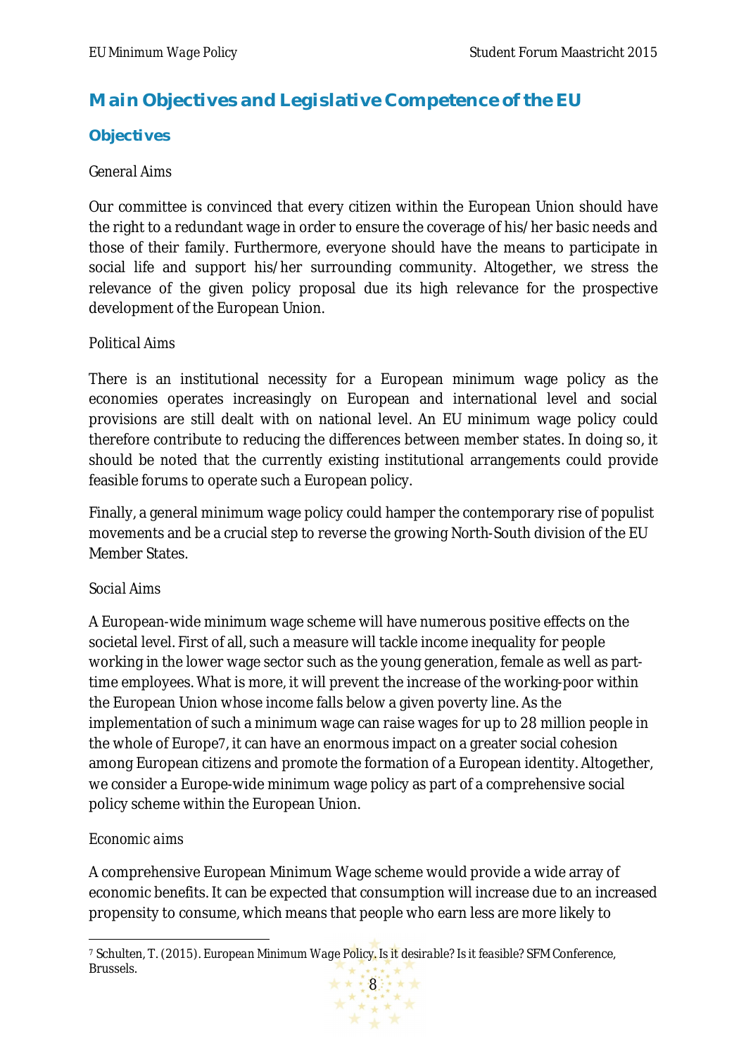# Main Objectives and Legislative Competence of the EU

## Objectives

*General Aims*

Our committee is convinced that every citizen within the European Union should have the right to a redundant wage in order to ensure the coverage of his/her basic needs and those of their family. Furthermore, everyone should have the means to participate in social life and support his/her surrounding community. Altogether, we stress the relevance of the given policy proposal due its high relevance for the prospective development of the European Union.

*Political Aims*

There is an institutional necessity for a European minimum wage policy as the economies operates increasingly on European and international level and social provisions are still dealt with on national level. An EU minimum wage policy could therefore contribute to reducing the differences between member states. In doing so, it should be noted that the currently existing institutional arrangements could provide feasible forums to operate such a European policy.

Finally, a general minimum wage policy could hamper the contemporary rise of populist movements and be a crucial step to reverse the growing North-South division of the EU Member States.

*Social Aims*

A European-wide minimum wage scheme will have numerous positive effects on the societal level. First of all, such a measure will tackle income inequality for people working in the lower wage sector such as the young generation, female as well as part-time employees. What is more, it will prevent the increase of the working-poor within the European Union whose income falls below a given poverty line. As the implementation of such a minimum wage can raise wages for up to 28 million people in the whole of Europe[7], it can have an enormous impact on a greater social cohesion among European citizens and promote the formation of a European identity. Altogether, we consider a Europe-wide minimum wage policy as part of a comprehensive social policy scheme within the European Union.

*Economic aims*

A comprehensive European Minimum Wage scheme would provide a wide array of economic benefits. It can be expected that consumption will increase due to an increased propensity to consume, which means that people who earn less are more likely to

[7] Schulten, T. (2015). *European Minimum Wage Policy. Is it desirable? Is it feasible?* SFM Conference, Brussels.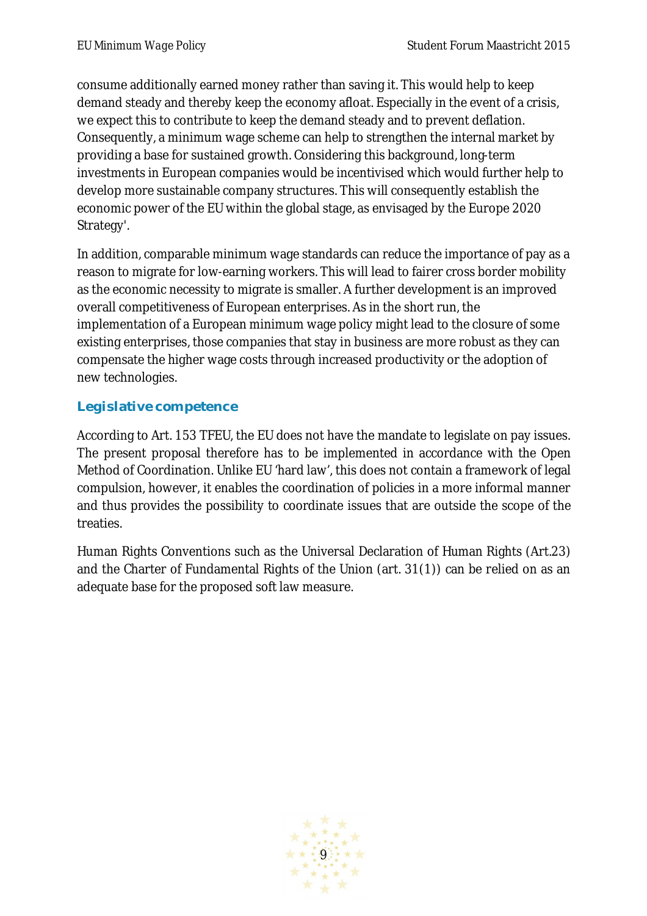consume additionally earned money rather than saving it. This would help to keep demand steady and thereby keep the economy afloat. Especially in the event of a crisis, we expect this to contribute to keep the demand steady and to prevent deflation. Consequently, a minimum wage scheme can help to strengthen the internal market by providing a base for sustained growth. Considering this background, long-term investments in European companies would be incentivised which would further help to develop more sustainable company structures. This will consequently establish the economic power of the EU within the global stage, as envisaged by the Europe 2020 Strategy'.

In addition, comparable minimum wage standards can reduce the importance of pay as a reason to migrate for low-earning workers. This will lead to fairer cross border mobility as the economic necessity to migrate is smaller. A further development is an improved overall competitiveness of European enterprises. As in the short run, the implementation of a European minimum wage policy might lead to the closure of some existing enterprises, those companies that stay in business are more robust as they can compensate the higher wage costs through increased productivity or the adoption of new technologies.

## Legislative competence

According to Art. 153 TFEU, the EU does not have the mandate to legislate on pay issues. The present proposal therefore has to be implemented in accordance with the Open Method of Coordination. Unlike EU 'hard law', this does not contain a framework of legal compulsion, however, it enables the coordination of policies in a more informal manner and thus provides the possibility to coordinate issues that are outside the scope of the treaties.

Human Rights Conventions such as the Universal Declaration of Human Rights (Art.23) and the Charter of Fundamental Rights of the Union (art. 31(1)) can be relied on as an adequate base for the proposed soft law measure.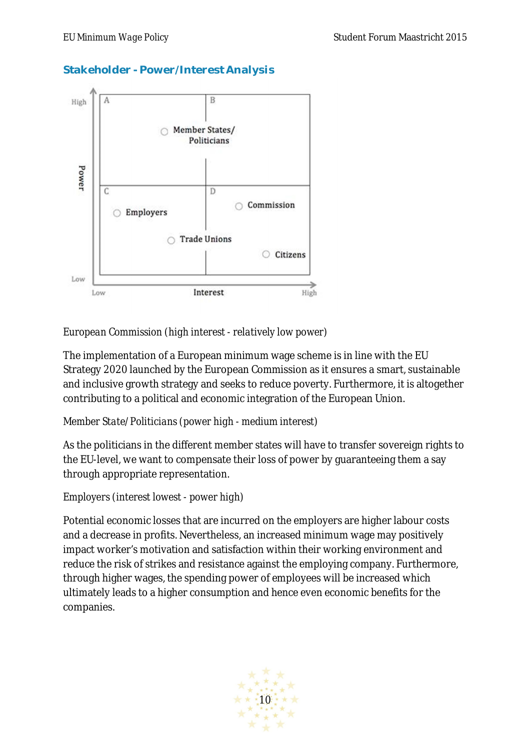## Stakeholder - Power/Interest Analysis

European Commission (high interest - relatively low power)

The implementation of a European minimum wage scheme is in line with the EU Strategy 2020 launched by the European Commission as it ensures a smart, sustainable and inclusive growth strategy and seeks to reduce poverty. Furthermore, it is altogether contributing to a political and economic integration of the European Union.

Member State/Politicians (power high - medium interest)

As the politicians in the different member states will have to transfer sovereign rights to the EU-level, we want to compensate their loss of power by guaranteeing them a say through appropriate representation.

Employers (interest lowest - power high)

Potential economic losses that are incurred on the employers are higher labour costs and a decrease in profits. Nevertheless, an increased minimum wage may positively impact worker's motivation and satisfaction within their working environment and reduce the risk of strikes and resistance against the employing company. Furthermore, through higher wages, the spending power of employees will be increased which ultimately leads to a higher consumption and hence even economic benefits for the companies.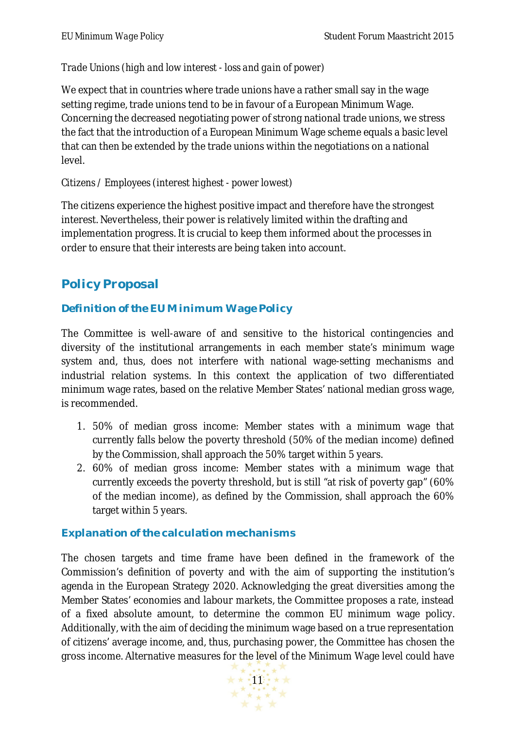*Trade Unions (high and low interest - loss and gain of power)*

We expect that in countries where trade unions have a rather small say in the wage setting regime, trade unions tend to be in favour of a European Minimum Wage. Concerning the decreased negotiating power of strong national trade unions, we stress the fact that the introduction of a European Minimum Wage scheme equals a basic level that can then be extended by the trade unions within the negotiations on a national level.

*Citizens / Employees (interest highest - power lowest)*

The citizens experience the highest positive impact and therefore have the strongest interest. Nevertheless, their power is relatively limited within the drafting and implementation progress. It is crucial to keep them informed about the processes in order to ensure that their interests are being taken into account.

## Policy Proposal

### Definition of the EU Minimum Wage Policy

The Committee is well-aware of and sensitive to the historical contingencies and diversity of the institutional arrangements in each member state's minimum wage system and, thus, does not interfere with national wage-setting mechanisms and industrial relation systems. In this context the application of two differentiated minimum wage rates, based on the relative Member States' national median gross wage, is recommended.

1. 50% of median gross income: Member states with a minimum wage that currently falls below the poverty threshold (50% of the median income) defined by the Commission, shall approach the 50% target within 5 years.
2. 60% of median gross income: Member states with a minimum wage that currently exceeds the poverty threshold, but is still "at risk of poverty gap" (60% of the median income), as defined by the Commission, shall approach the 60% target within 5 years.

### Explanation of the calculation mechanisms

The chosen targets and time frame have been defined in the framework of the Commission's definition of poverty and with the aim of supporting the institution's agenda in the European Strategy 2020. Acknowledging the great diversities among the Member States' economies and labour markets, the Committee proposes a rate, instead of a fixed absolute amount, to determine the common EU minimum wage policy. Additionally, with the aim of deciding the minimum wage based on a true representation of citizens' average income, and, thus, purchasing power, the Committee has chosen the gross income. Alternative measures for the level of the Minimum Wage level could have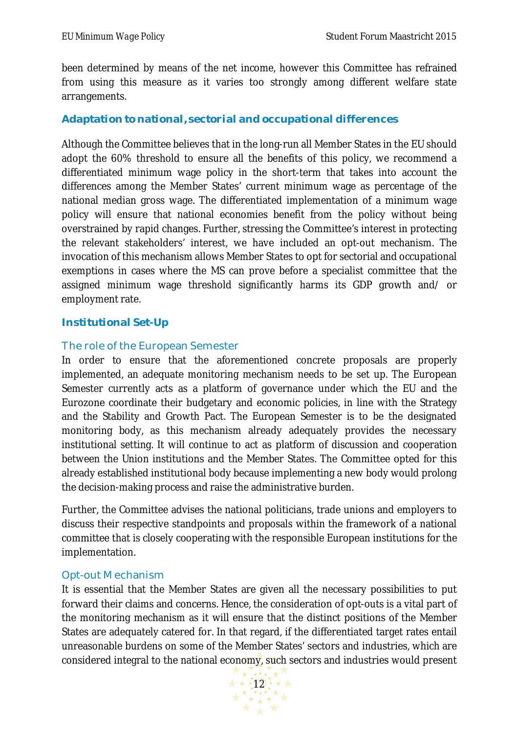been determined by means of the net income, however this Committee has refrained from using this measure as it varies too strongly among different welfare state arrangements.

## Adaptation to national, sectorial and occupational differences

Although the Committee believes that in the long-run all Member States in the EU should adopt the 60% threshold to ensure all the benefits of this policy, we recommend a differentiated minimum wage policy in the short-term that takes into account the differences among the Member States' current minimum wage as percentage of the national median gross wage. The differentiated implementation of a minimum wage policy will ensure that national economies benefit from the policy without being overstrained by rapid changes. Further, stressing the Committee's interest in protecting the relevant stakeholders' interest, we have included an opt-out mechanism. The invocation of this mechanism allows Member States to opt for sectorial and occupational exemptions in cases where the MS can prove before a specialist committee that the assigned minimum wage threshold significantly harms its GDP growth and/ or employment rate.

## Institutional Set-Up

### The role of the European Semester

In order to ensure that the aforementioned concrete proposals are properly implemented, an adequate monitoring mechanism needs to be set up. The European Semester currently acts as a platform of governance under which the EU and the Eurozone coordinate their budgetary and economic policies, in line with the Strategy and the Stability and Growth Pact. The European Semester is to be the designated monitoring body, as this mechanism already adequately provides the necessary institutional setting. It will continue to act as platform of discussion and cooperation between the Union institutions and the Member States. The Committee opted for this already established institutional body because implementing a new body would prolong the decision-making process and raise the administrative burden.

Further, the Committee advises the national politicians, trade unions and employers to discuss their respective standpoints and proposals within the framework of a national committee that is closely cooperating with the responsible European institutions for the implementation.

### Opt-out Mechanism

It is essential that the Member States are given all the necessary possibilities to put forward their claims and concerns. Hence, the consideration of opt-outs is a vital part of the monitoring mechanism as it will ensure that the distinct positions of the Member States are adequately catered for. In that regard, if the differentiated target rates entail unreasonable burdens on some of the Member States' sectors and industries, which are considered integral to the national economy, such sectors and industries would present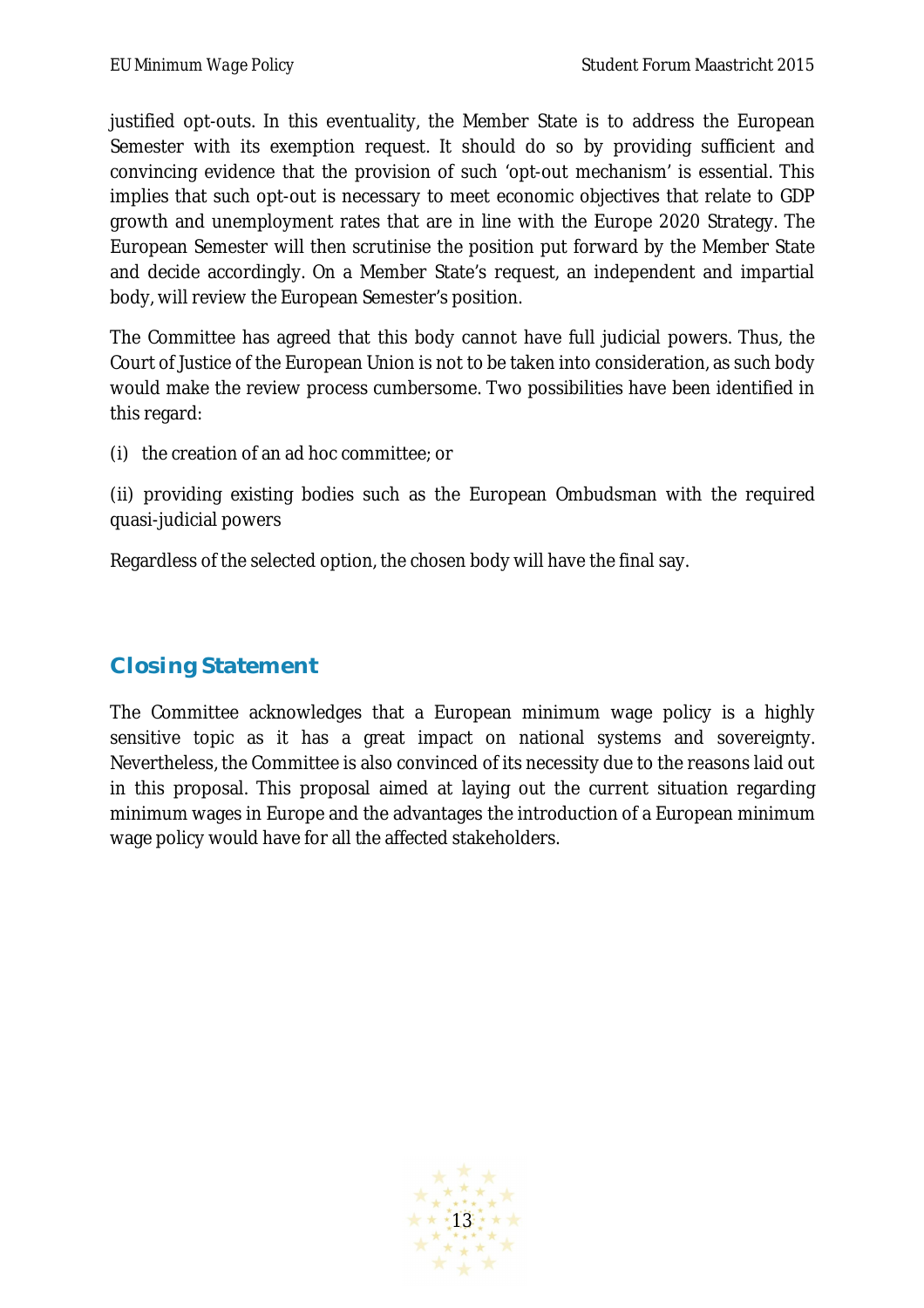justified opt-outs. In this eventuality, the Member State is to address the European Semester with its exemption request. It should do so by providing sufficient and convincing evidence that the provision of such 'opt-out mechanism' is essential. This implies that such opt-out is necessary to meet economic objectives that relate to GDP growth and unemployment rates that are in line with the Europe 2020 Strategy. The European Semester will then scrutinise the position put forward by the Member State and decide accordingly. On a Member State's request, an independent and impartial body, will review the European Semester's position.

The Committee has agreed that this body cannot have full judicial powers. Thus, the Court of Justice of the European Union is not to be taken into consideration, as such body would make the review process cumbersome. Two possibilities have been identified in this regard:

(i) the creation of an ad hoc committee; or

(ii) providing existing bodies such as the European Ombudsman with the required quasi-judicial powers

Regardless of the selected option, the chosen body will have the final say.

## Closing Statement

The Committee acknowledges that a European minimum wage policy is a highly sensitive topic as it has a great impact on national systems and sovereignty. Nevertheless, the Committee is also convinced of its necessity due to the reasons laid out in this proposal. This proposal aimed at laying out the current situation regarding minimum wages in Europe and the advantages the introduction of a European minimum wage policy would have for all the affected stakeholders.